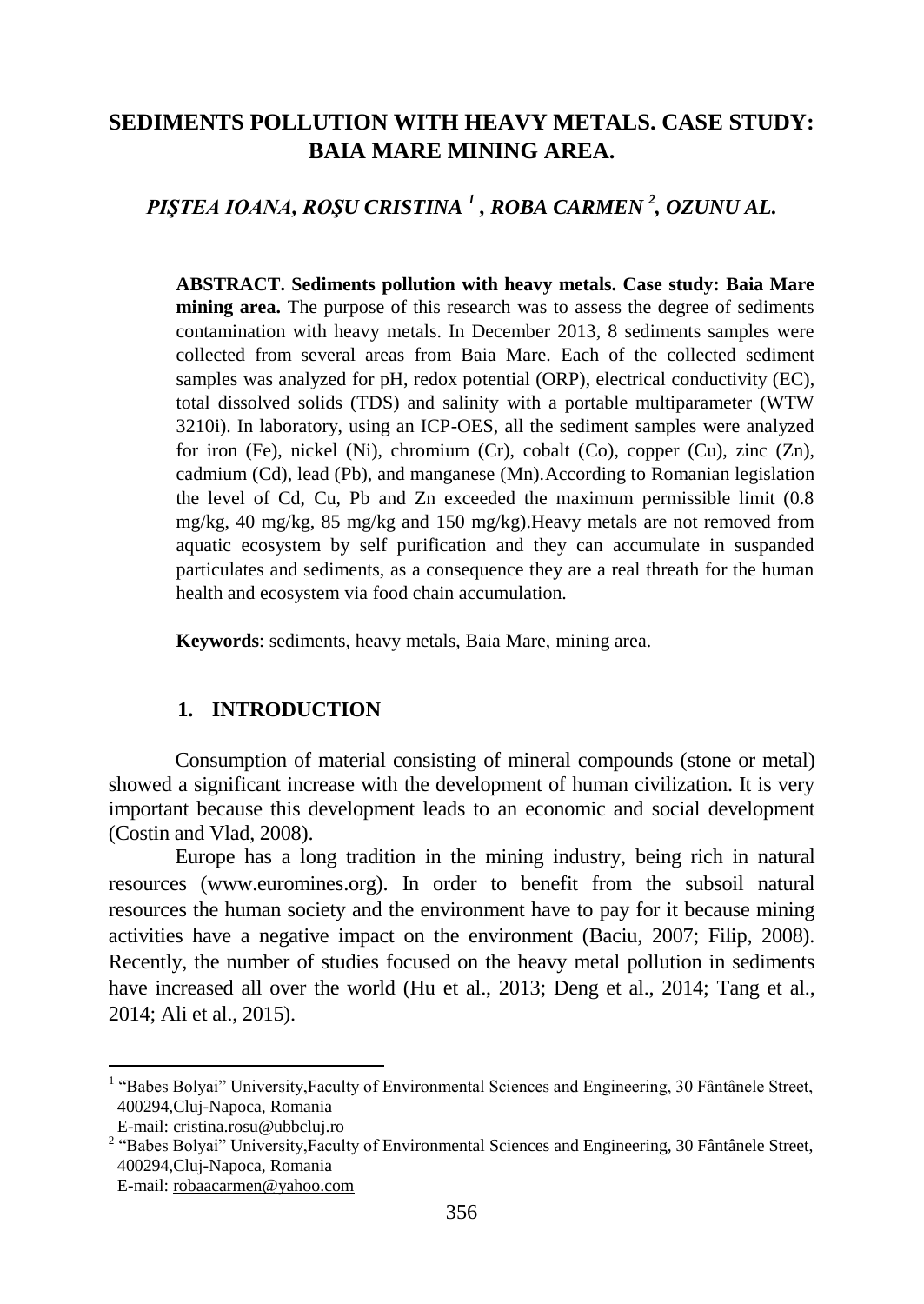# SEDIMENTS POLLUTION WITH HEAVY METALS. CASE STUDY: BAIA MARE MINING AREA.

## *PIŞTEA IOANA, ROŞU CRISTINA [1], ROBA CARMEN [2], OZUNU AL.*

**ABSTRACT. Sediments pollution with heavy metals. Case study: Baia Mare mining area.** The purpose of this research was to assess the degree of sediments contamination with heavy metals. In December 2013, 8 sediments samples were collected from several areas from Baia Mare. Each of the collected sediment samples was analyzed for pH, redox potential (ORP), electrical conductivity (EC), total dissolved solids (TDS) and salinity with a portable multiparameter (WTW 3210i). In laboratory, using an ICP-OES, all the sediment samples were analyzed for iron (Fe), nickel (Ni), chromium (Cr), cobalt (Co), copper (Cu), zinc (Zn), cadmium (Cd), lead (Pb), and manganese (Mn).According to Romanian legislation the level of Cd, Cu, Pb and Zn exceeded the maximum permissible limit (0.8 mg/kg, 40 mg/kg, 85 mg/kg and 150 mg/kg).Heavy metals are not removed from aquatic ecosystem by self purification and they can accumulate in suspanded particulates and sediments, as a consequence they are a real threath for the human health and ecosystem via food chain accumulation.

**Keywords**: sediments, heavy metals, Baia Mare, mining area.

## 1. INTRODUCTION

Consumption of material consisting of mineral compounds (stone or metal) showed a significant increase with the development of human civilization. It is very important because this development leads to an economic and social development (Costin and Vlad, 2008).

Europe has a long tradition in the mining industry, being rich in natural resources (www.euromines.org). In order to benefit from the subsoil natural resources the human society and the environment have to pay for it because mining activities have a negative impact on the environment (Baciu, 2007; Filip, 2008). Recently, the number of studies focused on the heavy metal pollution in sediments have increased all over the world (Hu et al., 2013; Deng et al., 2014; Tang et al., 2014; Ali et al., 2015).

---

[1] "Babes Bolyai" University,Faculty of Environmental Sciences and Engineering, 30 Fântânele Street, 400294,Cluj-Napoca, Romania
E-mail: cristina.rosu@ubbcluj.ro

[2] "Babes Bolyai" University,Faculty of Environmental Sciences and Engineering, 30 Fântânele Street, 400294,Cluj-Napoca, Romania
E-mail: robaacarmen@yahoo.com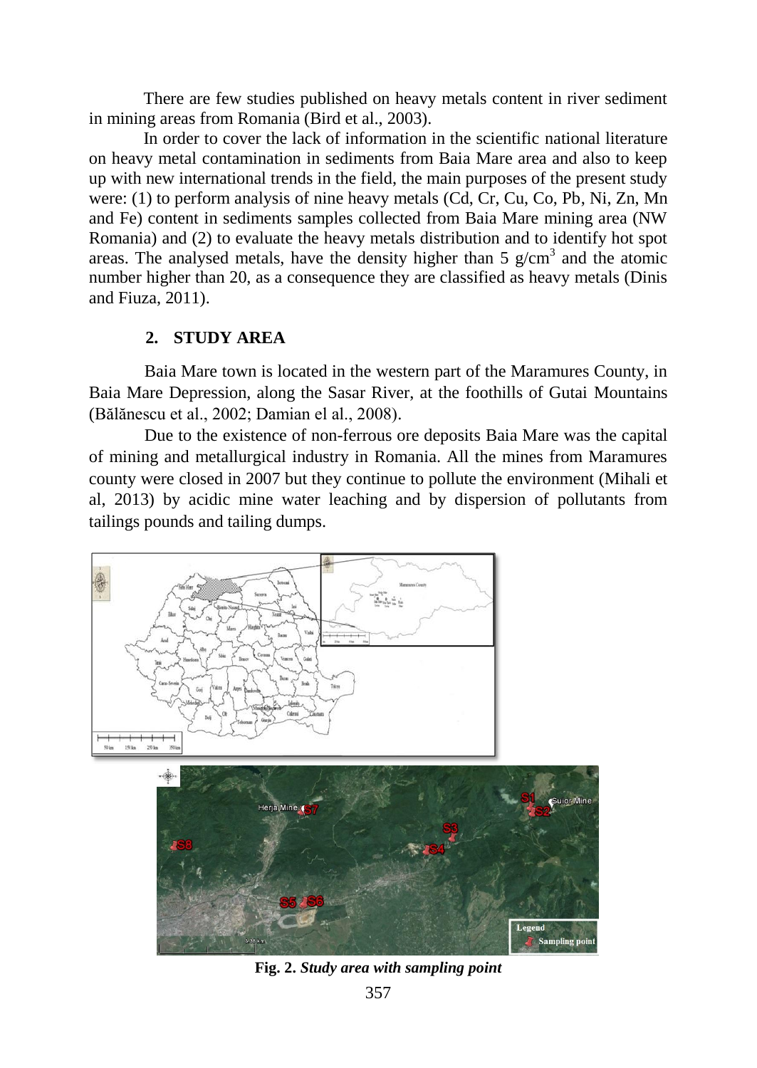There are few studies published on heavy metals content in river sediment in mining areas from Romania (Bird et al., 2003).

In order to cover the lack of information in the scientific national literature on heavy metal contamination in sediments from Baia Mare area and also to keep up with new international trends in the field, the main purposes of the present study were: (1) to perform analysis of nine heavy metals (Cd, Cr, Cu, Co, Pb, Ni, Zn, Mn and Fe) content in sediments samples collected from Baia Mare mining area (NW Romania) and (2) to evaluate the heavy metals distribution and to identify hot spot areas. The analysed metals, have the density higher than 5 g/cm$^3$ and the atomic number higher than 20, as a consequence they are classified as heavy metals (Dinis and Fiuza, 2011).

## 2. STUDY AREA

Baia Mare town is located in the western part of the Maramures County, in Baia Mare Depression, along the Sasar River, at the foothills of Gutai Mountains (Bălănescu et al., 2002; Damian el al., 2008).

Due to the existence of non-ferrous ore deposits Baia Mare was the capital of mining and metallurgical industry in Romania. All the mines from Maramures county were closed in 2007 but they continue to pollute the environment (Mihali et al, 2013) by acidic mine water leaching and by dispersion of pollutants from tailings pounds and tailing dumps.

**Fig. 2.** ***Study area with sampling point***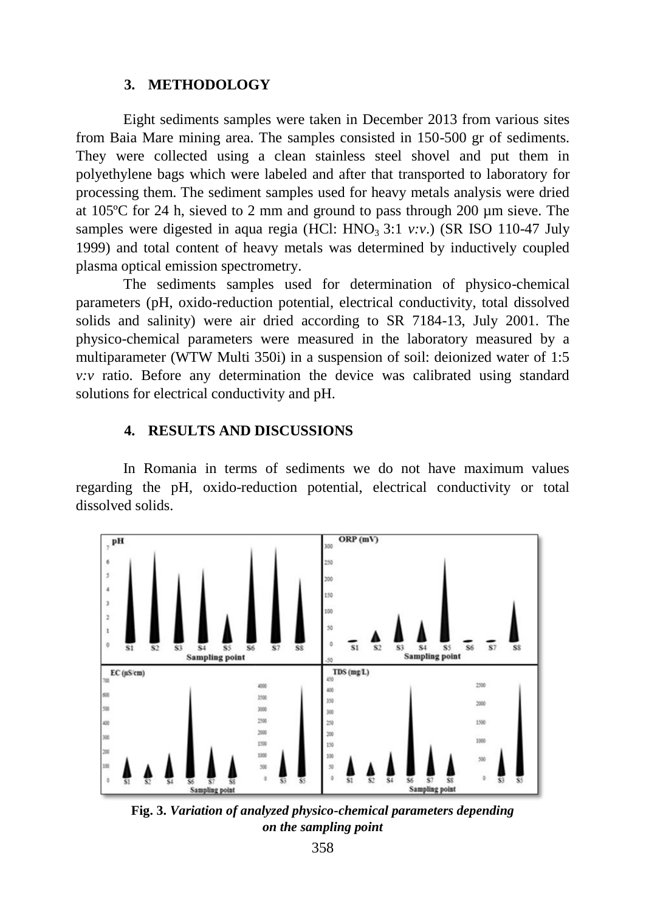## 3. METHODOLOGY

Eight sediments samples were taken in December 2013 from various sites from Baia Mare mining area. The samples consisted in 150-500 gr of sediments. They were collected using a clean stainless steel shovel and put them in polyethylene bags which were labeled and after that transported to laboratory for processing them. The sediment samples used for heavy metals analysis were dried at 105ºC for 24 h, sieved to 2 mm and ground to pass through 200 µm sieve. The samples were digested in aqua regia (HCl: $HNO_3$ 3:1 *v:v*.) (SR ISO 110-47 July 1999) and total content of heavy metals was determined by inductively coupled plasma optical emission spectrometry.

The sediments samples used for determination of physico-chemical parameters (pH, oxido-reduction potential, electrical conductivity, total dissolved solids and salinity) were air dried according to SR 7184-13, July 2001. The physico-chemical parameters were measured in the laboratory measured by a multiparameter (WTW Multi 350i) in a suspension of soil: deionized water of 1:5 *v:v* ratio. Before any determination the device was calibrated using standard solutions for electrical conductivity and pH.

## 4. RESULTS AND DISCUSSIONS

In Romania in terms of sediments we do not have maximum values regarding the pH, oxido-reduction potential, electrical conductivity or total dissolved solids.

**Fig. 3.** ***Variation of analyzed physico-chemical parameters depending on the sampling point***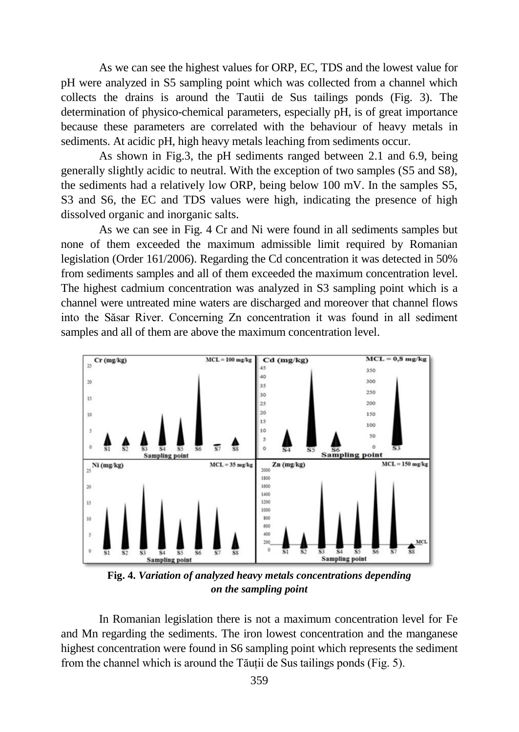As we can see the highest values for ORP, EC, TDS and the lowest value for pH were analyzed in S5 sampling point which was collected from a channel which collects the drains is around the Tautii de Sus tailings ponds (Fig. 3). The determination of physico-chemical parameters, especially pH, is of great importance because these parameters are correlated with the behaviour of heavy metals in sediments. At acidic pH, high heavy metals leaching from sediments occur.

As shown in Fig.3, the pH sediments ranged between 2.1 and 6.9, being generally slightly acidic to neutral. With the exception of two samples (S5 and S8), the sediments had a relatively low ORP, being below 100 mV. In the samples S5, S3 and S6, the EC and TDS values were high, indicating the presence of high dissolved organic and inorganic salts.

As we can see in Fig. 4 Cr and Ni were found in all sediments samples but none of them exceeded the maximum admissible limit required by Romanian legislation (Order 161/2006). Regarding the Cd concentration it was detected in 50% from sediments samples and all of them exceeded the maximum concentration level. The highest cadmium concentration was analyzed in S3 sampling point which is a channel were untreated mine waters are discharged and moreover that channel flows into the Săsar River. Concerning Zn concentration it was found in all sediment samples and all of them are above the maximum concentration level.

**Fig. 4.** ***Variation of analyzed heavy metals concentrations depending on the sampling point***

In Romanian legislation there is not a maximum concentration level for Fe and Mn regarding the sediments. The iron lowest concentration and the manganese highest concentration were found in S6 sampling point which represents the sediment from the channel which is around the Tăuții de Sus tailings ponds (Fig. 5).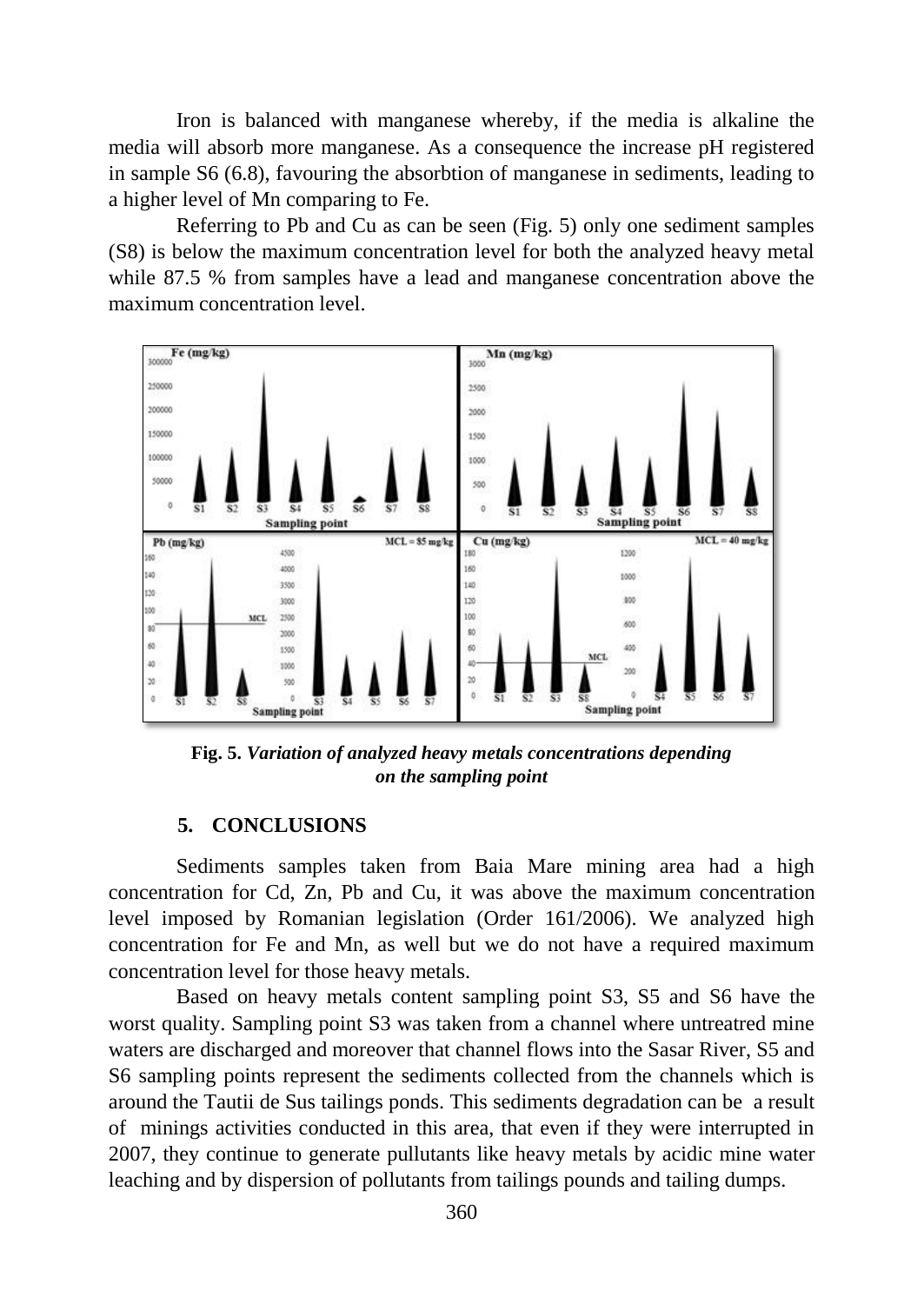Iron is balanced with manganese whereby, if the media is alkaline the media will absorb more manganese. As a consequence the increase pH registered in sample S6 (6.8), favouring the absorbtion of manganese in sediments, leading to a higher level of Mn comparing to Fe.

Referring to Pb and Cu as can be seen (Fig. 5) only one sediment samples (S8) is below the maximum concentration level for both the analyzed heavy metal while 87.5 % from samples have a lead and manganese concentration above the maximum concentration level.

**Fig. 5.** ***Variation of analyzed heavy metals concentrations depending on the sampling point***

## 5. CONCLUSIONS

Sediments samples taken from Baia Mare mining area had a high concentration for Cd, Zn, Pb and Cu, it was above the maximum concentration level imposed by Romanian legislation (Order 161/2006). We analyzed high concentration for Fe and Mn, as well but we do not have a required maximum concentration level for those heavy metals.

Based on heavy metals content sampling point S3, S5 and S6 have the worst quality. Sampling point S3 was taken from a channel where untreatred mine waters are discharged and moreover that channel flows into the Sasar River, S5 and S6 sampling points represent the sediments collected from the channels which is around the Tautii de Sus tailings ponds. This sediments degradation can be a result of minings activities conducted in this area, that even if they were interrupted in 2007, they continue to generate pullutants like heavy metals by acidic mine water leaching and by dispersion of pollutants from tailings pounds and tailing dumps.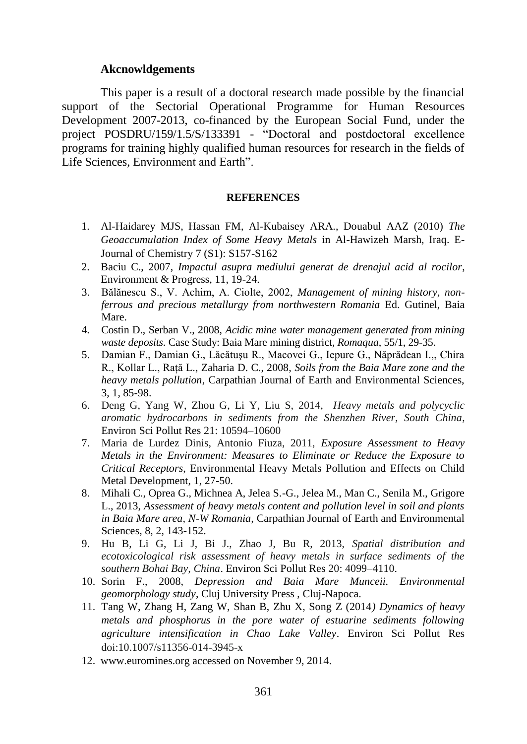### Akcnowldgements

This paper is a result of a doctoral research made possible by the financial support of the Sectorial Operational Programme for Human Resources Development 2007-2013, co-financed by the European Social Fund, under the project POSDRU/159/1.5/S/133391 - "Doctoral and postdoctoral excellence programs for training highly qualified human resources for research in the fields of Life Sciences, Environment and Earth".

### REFERENCES

1. Al-Haidarey MJS, Hassan FM, Al-Kubaisey ARA., Douabul AAZ (2010) *The Geoaccumulation Index of Some Heavy Metals* in Al-Hawizeh Marsh, Iraq. E-Journal of Chemistry 7 (S1): S157-S162
2. Baciu C., 2007, *Impactul asupra mediului generat de drenajul acid al rocilor*, Environment & Progress, 11, 19-24.
3. Bălănescu S., V. Achim, A. Ciolte, 2002, *Management of mining history, non-ferrous and precious metallurgy from northwestern Romania* Ed. Gutinel, Baia Mare.
4. Costin D., Serban V., 2008, *Acidic mine water management generated from mining waste deposits.* Case Study: Baia Mare mining district, *Romaqua*, 55/1, 29-35.
5. Damian F., Damian G., Lăcătuşu R., Macovei G., Iepure G., Năprădean I.,, Chira R., Kollar L., Raţă L., Zaharia D. C., 2008, *Soils from the Baia Mare zone and the heavy metals pollution*, Carpathian Journal of Earth and Environmental Sciences, 3, 1, 85-98.
6. Deng G, Yang W, Zhou G, Li Y, Liu S, 2014, *Heavy metals and polycyclic aromatic hydrocarbons in sediments from the Shenzhen River, South China*, Environ Sci Pollut Res 21: 10594–10600
7. Maria de Lurdez Dinis, Antonio Fiuza, 2011, *Exposure Assessment to Heavy Metals in the Environment: Measures to Eliminate or Reduce the Exposure to Critical Receptors*, Environmental Heavy Metals Pollution and Effects on Child Metal Development, 1, 27-50.
8. Mihali C., Oprea G., Michnea A, Jelea S.-G., Jelea M., Man C., Senila M., Grigore L., 2013, *Assessment of heavy metals content and pollution level in soil and plants in Baia Mare area, N-W Romania*, Carpathian Journal of Earth and Environmental Sciences, 8, 2, 143-152.
9. Hu B, Li G, Li J, Bi J., Zhao J, Bu R, 2013, *Spatial distribution and ecotoxicological risk assessment of heavy metals in surface sediments of the southern Bohai Bay, China*. Environ Sci Pollut Res 20: 4099–4110.
10. Sorin F., 2008, *Depression and Baia Mare Munceii. Environmental geomorphology study*, Cluj University Press , Cluj-Napoca.
11. Tang W, Zhang H, Zang W, Shan B, Zhu X, Song Z (2014*) Dynamics of heavy metals and phosphorus in the pore water of estuarine sediments following agriculture intensification in Chao Lake Valley*. Environ Sci Pollut Res doi:10.1007/s11356-014-3945-x
12. www.euromines.org accessed on November 9, 2014.